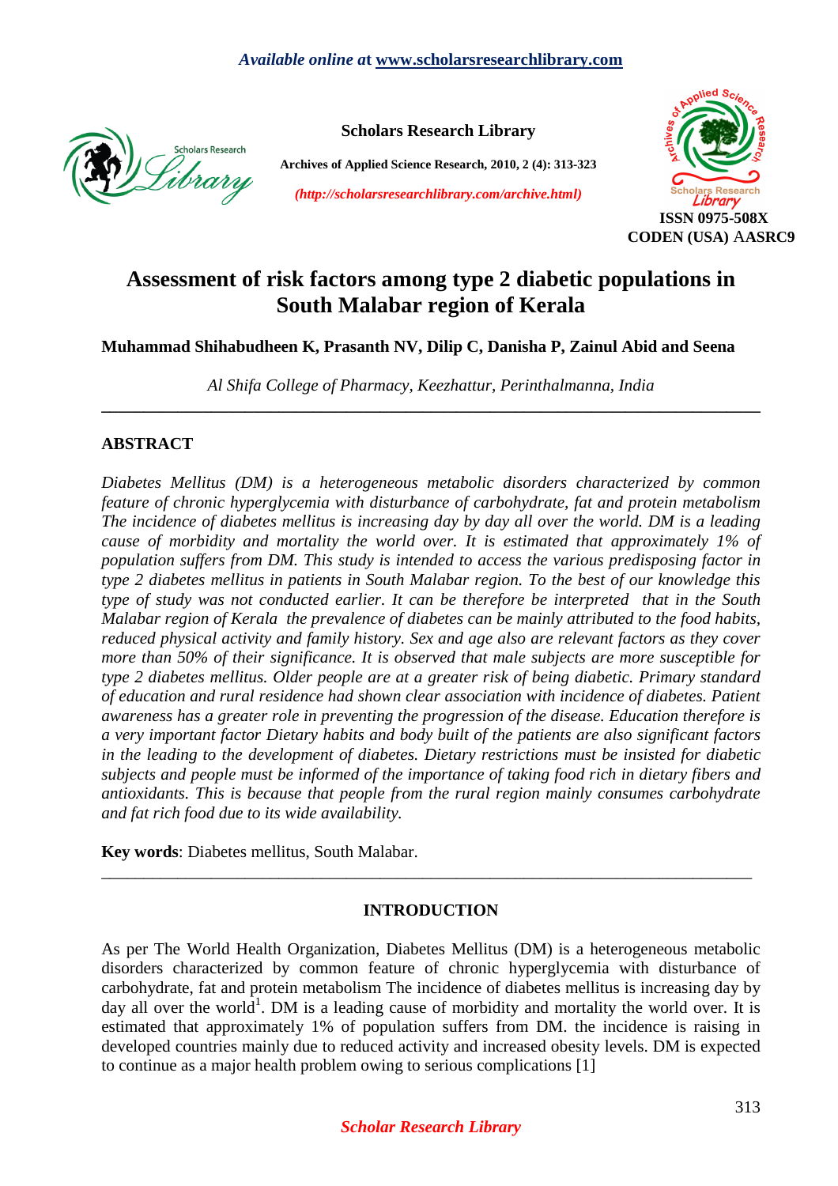# Assessment of risk factors among type 2 diabetic populations in South Malabar region of Kerala

**Muhammad Shihabudheen K, Prasanth NV, Dilip C, Danisha P, Zainul Abid and Seena**

*Al Shifa College of Pharmacy, Keezhattur, Perinthalmanna, India*

---

## ABSTRACT

*Diabetes Mellitus (DM) is a heterogeneous metabolic disorders characterized by common feature of chronic hyperglycemia with disturbance of carbohydrate, fat and protein metabolism The incidence of diabetes mellitus is increasing day by day all over the world. DM is a leading cause of morbidity and mortality the world over. It is estimated that approximately 1% of population suffers from DM. This study is intended to access the various predisposing factor in type 2 diabetes mellitus in patients in South Malabar region. To the best of our knowledge this type of study was not conducted earlier. It can be therefore be interpreted that in the South Malabar region of Kerala the prevalence of diabetes can be mainly attributed to the food habits, reduced physical activity and family history. Sex and age also are relevant factors as they cover more than 50% of their significance. It is observed that male subjects are more susceptible for type 2 diabetes mellitus. Older people are at a greater risk of being diabetic. Primary standard of education and rural residence had shown clear association with incidence of diabetes. Patient awareness has a greater role in preventing the progression of the disease. Education therefore is a very important factor Dietary habits and body built of the patients are also significant factors in the leading to the development of diabetes. Dietary restrictions must be insisted for diabetic subjects and people must be informed of the importance of taking food rich in dietary fibers and antioxidants. This is because that people from the rural region mainly consumes carbohydrate and fat rich food due to its wide availability.*

**Key words**: Diabetes mellitus, South Malabar.

---

## INTRODUCTION

As per The World Health Organization, Diabetes Mellitus (DM) is a heterogeneous metabolic disorders characterized by common feature of chronic hyperglycemia with disturbance of carbohydrate, fat and protein metabolism The incidence of diabetes mellitus is increasing day by day all over the world[1]. DM is a leading cause of morbidity and mortality the world over. It is estimated that approximately 1% of population suffers from DM. the incidence is raising in developed countries mainly due to reduced activity and increased obesity levels. DM is expected to continue as a major health problem owing to serious complications [1]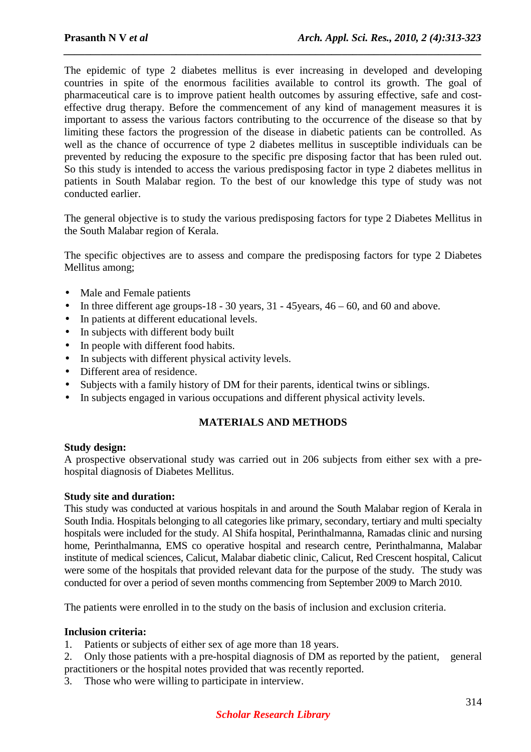The epidemic of type 2 diabetes mellitus is ever increasing in developed and developing countries in spite of the enormous facilities available to control its growth. The goal of pharmaceutical care is to improve patient health outcomes by assuring effective, safe and cost-effective drug therapy. Before the commencement of any kind of management measures it is important to assess the various factors contributing to the occurrence of the disease so that by limiting these factors the progression of the disease in diabetic patients can be controlled. As well as the chance of occurrence of type 2 diabetes mellitus in susceptible individuals can be prevented by reducing the exposure to the specific pre disposing factor that has been ruled out. So this study is intended to access the various predisposing factor in type 2 diabetes mellitus in patients in South Malabar region. To the best of our knowledge this type of study was not conducted earlier.

The general objective is to study the various predisposing factors for type 2 Diabetes Mellitus in the South Malabar region of Kerala.

The specific objectives are to assess and compare the predisposing factors for type 2 Diabetes Mellitus among;

- Male and Female patients
- In three different age groups-18 - 30 years, 31 - 45years, 46 – 60, and 60 and above.
- In patients at different educational levels.
- In subjects with different body built
- In people with different food habits.
- In subjects with different physical activity levels.
- Different area of residence.
- Subjects with a family history of DM for their parents, identical twins or siblings.
- In subjects engaged in various occupations and different physical activity levels.

## MATERIALS AND METHODS

**Study design:**
A prospective observational study was carried out in 206 subjects from either sex with a pre-hospital diagnosis of Diabetes Mellitus.

**Study site and duration:**
This study was conducted at various hospitals in and around the South Malabar region of Kerala in South India. Hospitals belonging to all categories like primary, secondary, tertiary and multi specialty hospitals were included for the study. Al Shifa hospital, Perinthalmanna, Ramadas clinic and nursing home, Perinthalmanna, EMS co operative hospital and research centre, Perinthalmanna, Malabar institute of medical sciences, Calicut, Malabar diabetic clinic, Calicut, Red Crescent hospital, Calicut were some of the hospitals that provided relevant data for the purpose of the study. The study was conducted for over a period of seven months commencing from September 2009 to March 2010.

The patients were enrolled in to the study on the basis of inclusion and exclusion criteria.

**Inclusion criteria:**

1. Patients or subjects of either sex of age more than 18 years.
2. Only those patients with a pre-hospital diagnosis of DM as reported by the patient, general practitioners or the hospital notes provided that was recently reported.
3. Those who were willing to participate in interview.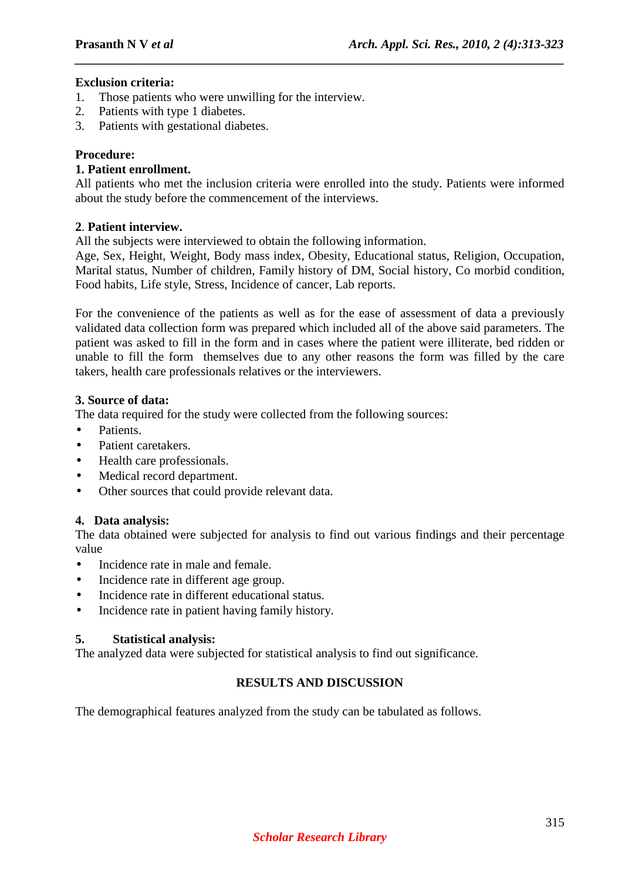**Exclusion criteria:**

1. Those patients who were unwilling for the interview.
2. Patients with type 1 diabetes.
3. Patients with gestational diabetes.

**Procedure:**

**1. Patient enrollment.**

All patients who met the inclusion criteria were enrolled into the study. Patients were informed about the study before the commencement of the interviews.

**2. Patient interview.**

All the subjects were interviewed to obtain the following information.
Age, Sex, Height, Weight, Body mass index, Obesity, Educational status, Religion, Occupation, Marital status, Number of children, Family history of DM, Social history, Co morbid condition, Food habits, Life style, Stress, Incidence of cancer, Lab reports.

For the convenience of the patients as well as for the ease of assessment of data a previously validated data collection form was prepared which included all of the above said parameters. The patient was asked to fill in the form and in cases where the patient were illiterate, bed ridden or unable to fill the form themselves due to any other reasons the form was filled by the care takers, health care professionals relatives or the interviewers.

**3. Source of data:**

The data required for the study were collected from the following sources:

- Patients.
- Patient caretakers.
- Health care professionals.
- Medical record department.
- Other sources that could provide relevant data.

**4. Data analysis:**

The data obtained were subjected for analysis to find out various findings and their percentage value

- Incidence rate in male and female.
- Incidence rate in different age group.
- Incidence rate in different educational status.
- Incidence rate in patient having family history.

**5. Statistical analysis:**

The analyzed data were subjected for statistical analysis to find out significance.

## RESULTS AND DISCUSSION

The demographical features analyzed from the study can be tabulated as follows.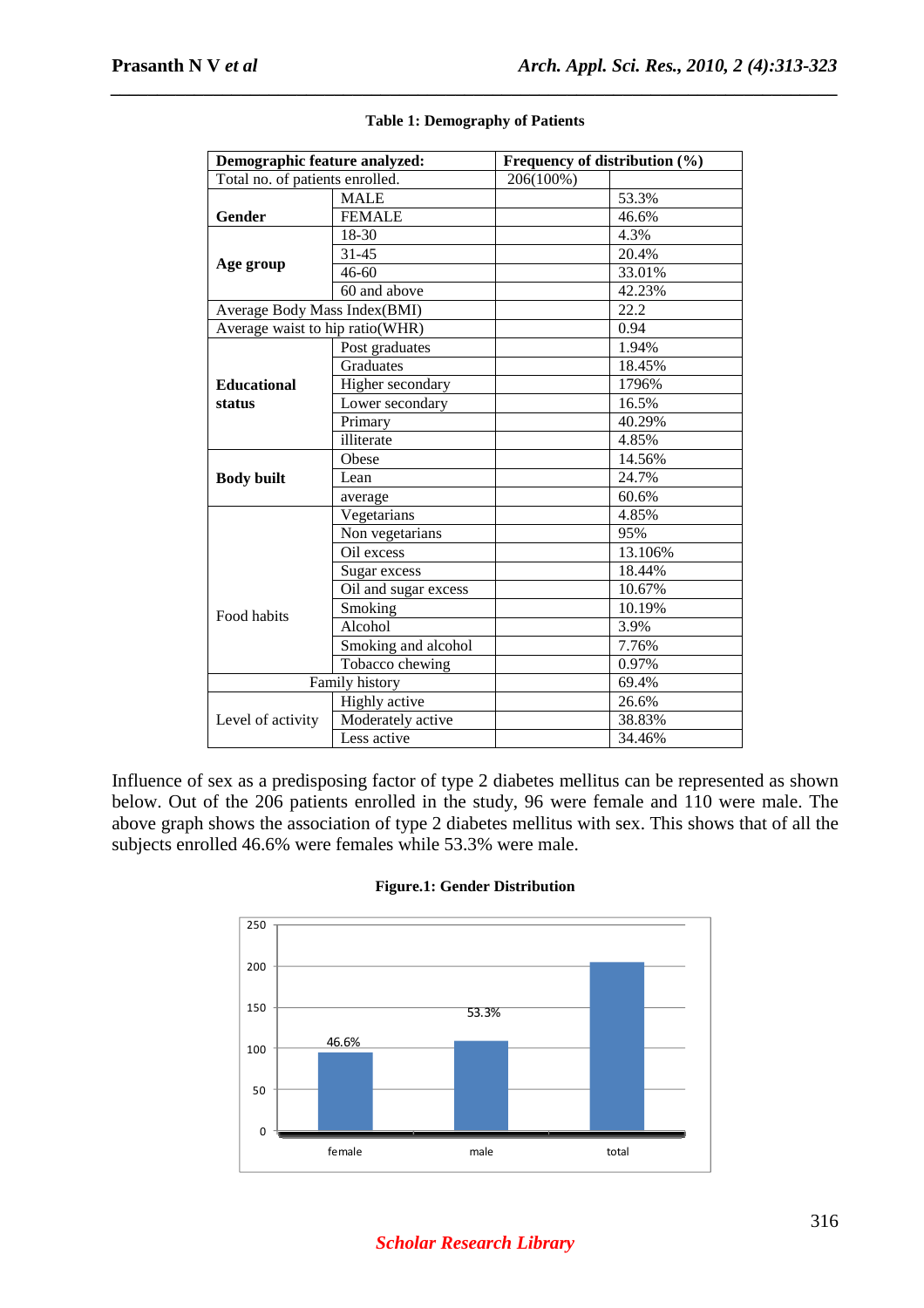**Table 1: Demography of Patients**

| Demographic feature analyzed: | | Frequency of distribution (%) | |
|---|---|---|---|
| Total no. of patients enrolled. | | 206(100%) | |
| Gender | MALE | | 53.3% |
| | FEMALE | | 46.6% |
| Age group | 18-30 | | 4.3% |
| | 31-45 | | 20.4% |
| | 46-60 | | 33.01% |
| | 60 and above | | 42.23% |
| Average Body Mass Index(BMI) | | | 22.2 |
| Average waist to hip ratio(WHR) | | | 0.94 |
| Educational status | Post graduates | | 1.94% |
| | Graduates | | 18.45% |
| | Higher secondary | | 1796% |
| | Lower secondary | | 16.5% |
| | Primary | | 40.29% |
| | illiterate | | 4.85% |
| Body built | Obese | | 14.56% |
| | Lean | | 24.7% |
| | average | | 60.6% |
| Food habits | Vegetarians | | 4.85% |
| | Non vegetarians | | 95% |
| | Oil excess | | 13.106% |
| | Sugar excess | | 18.44% |
| | Oil and sugar excess | | 10.67% |
| | Smoking | | 10.19% |
| | Alcohol | | 3.9% |
| | Smoking and alcohol | | 7.76% |
| | Tobacco chewing | | 0.97% |
| Family history | | | 69.4% |
| Level of activity | Highly active | | 26.6% |
| | Moderately active | | 38.83% |
| | Less active | | 34.46% |

Influence of sex as a predisposing factor of type 2 diabetes mellitus can be represented as shown below. Out of the 206 patients enrolled in the study, 96 were female and 110 were male. The above graph shows the association of type 2 diabetes mellitus with sex. This shows that of all the subjects enrolled 46.6% were females while 53.3% were male.

**Figure.1: Gender Distribution**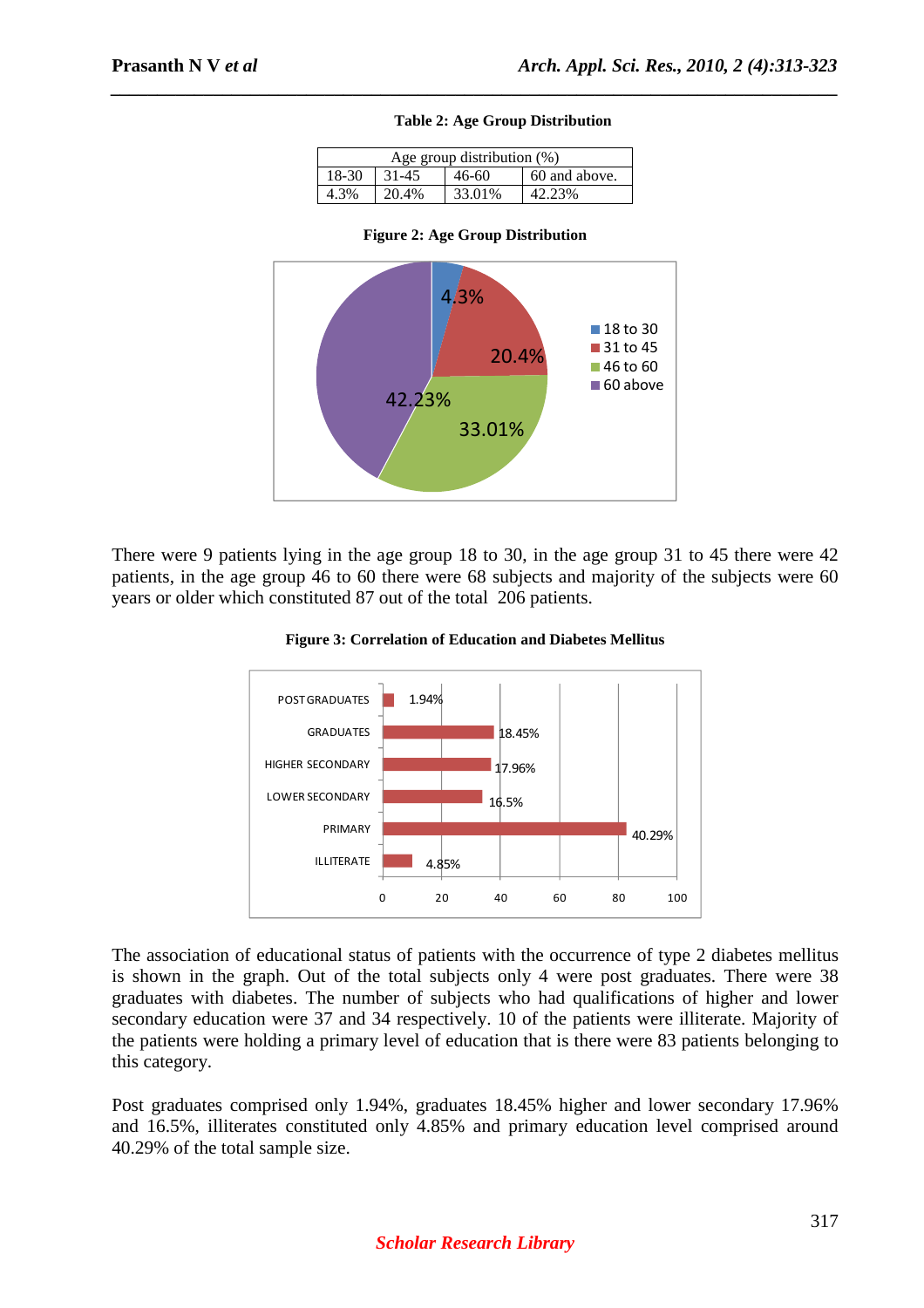**Table 2: Age Group Distribution**

| Age group distribution (%) | | | |
|---|---|---|---|
| 18-30 | 31-45 | 46-60 | 60 and above. |
| 4.3% | 20.4% | 33.01% | 42.23% |

**Figure 2: Age Group Distribution**

There were 9 patients lying in the age group 18 to 30, in the age group 31 to 45 there were 42 patients, in the age group 46 to 60 there were 68 subjects and majority of the subjects were 60 years or older which constituted 87 out of the total 206 patients.

**Figure 3: Correlation of Education and Diabetes Mellitus**

The association of educational status of patients with the occurrence of type 2 diabetes mellitus is shown in the graph. Out of the total subjects only 4 were post graduates. There were 38 graduates with diabetes. The number of subjects who had qualifications of higher and lower secondary education were 37 and 34 respectively. 10 of the patients were illiterate. Majority of the patients were holding a primary level of education that is there were 83 patients belonging to this category.

Post graduates comprised only 1.94%, graduates 18.45% higher and lower secondary 17.96% and 16.5%, illiterates constituted only 4.85% and primary education level comprised around 40.29% of the total sample size.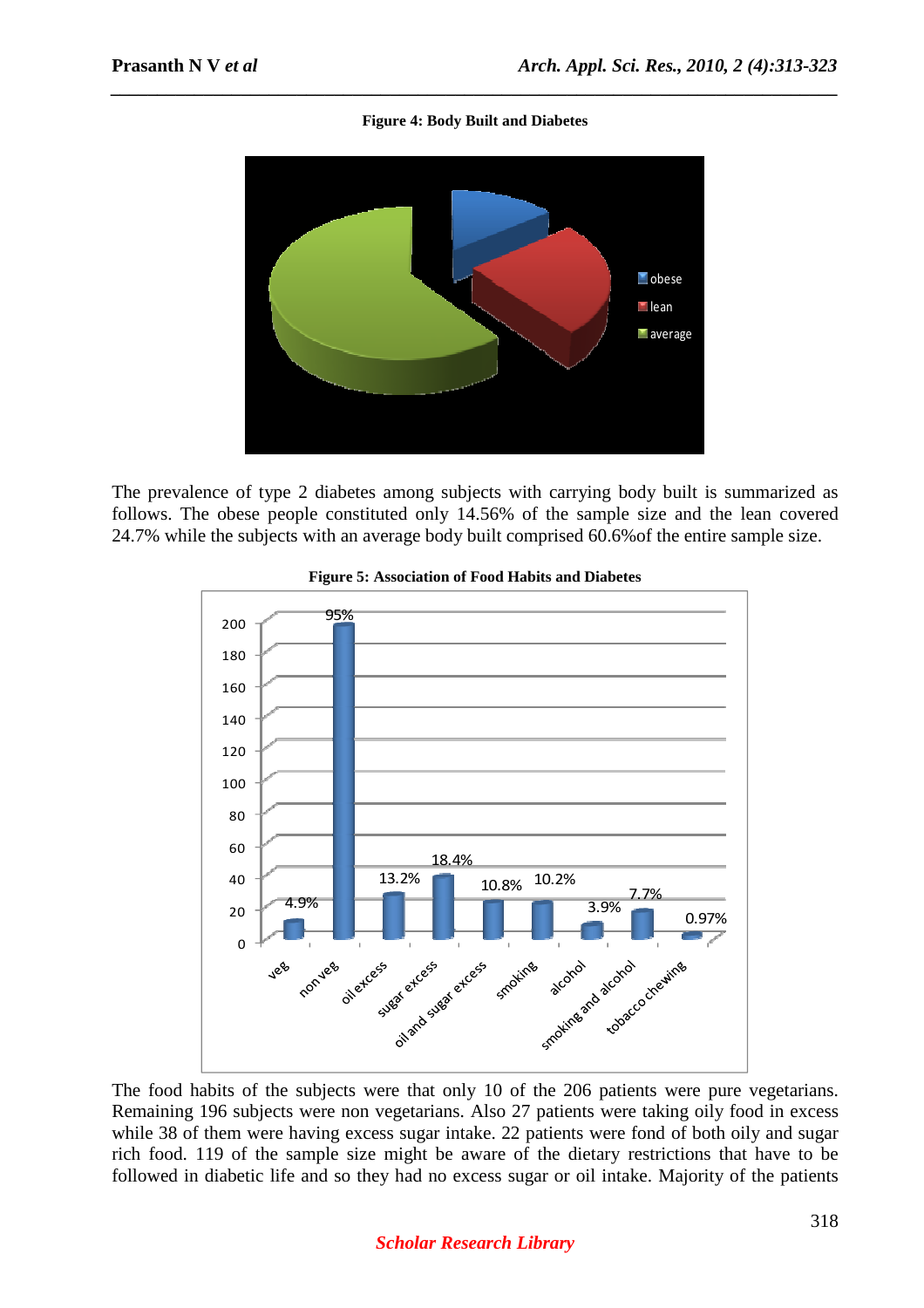**Figure 4: Body Built and Diabetes**

The prevalence of type 2 diabetes among subjects with carrying body built is summarized as follows. The obese people constituted only 14.56% of the sample size and the lean covered 24.7% while the subjects with an average body built comprised 60.6%of the entire sample size.

**Figure 5: Association of Food Habits and Diabetes**

The food habits of the subjects were that only 10 of the 206 patients were pure vegetarians. Remaining 196 subjects were non vegetarians. Also 27 patients were taking oily food in excess while 38 of them were having excess sugar intake. 22 patients were fond of both oily and sugar rich food. 119 of the sample size might be aware of the dietary restrictions that have to be followed in diabetic life and so they had no excess sugar or oil intake. Majority of the patients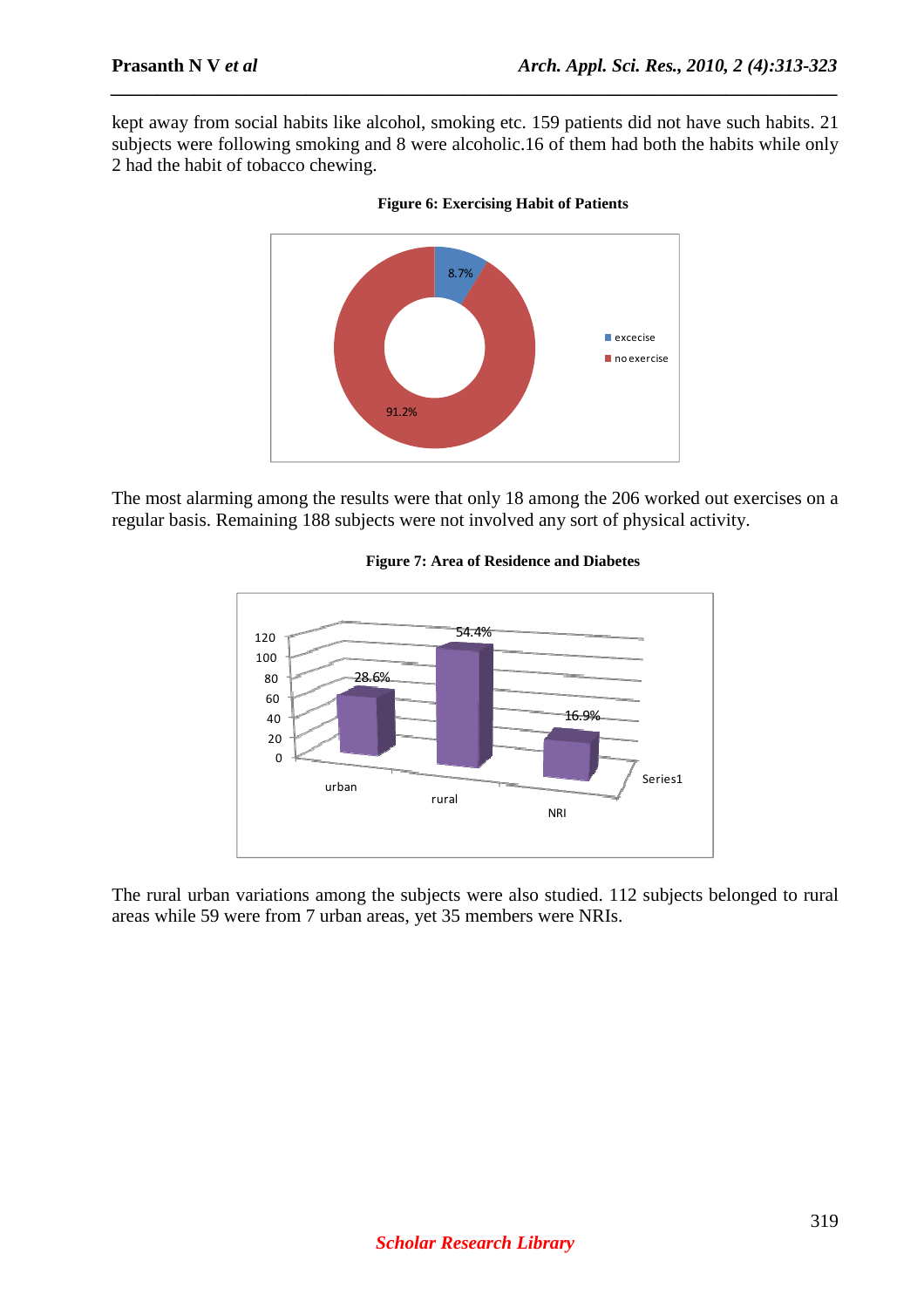kept away from social habits like alcohol, smoking etc. 159 patients did not have such habits. 21 subjects were following smoking and 8 were alcoholic.16 of them had both the habits while only 2 had the habit of tobacco chewing.

**Figure 6: Exercising Habit of Patients**

The most alarming among the results were that only 18 among the 206 worked out exercises on a regular basis. Remaining 188 subjects were not involved any sort of physical activity.

**Figure 7: Area of Residence and Diabetes**

The rural urban variations among the subjects were also studied. 112 subjects belonged to rural areas while 59 were from 7 urban areas, yet 35 members were NRIs.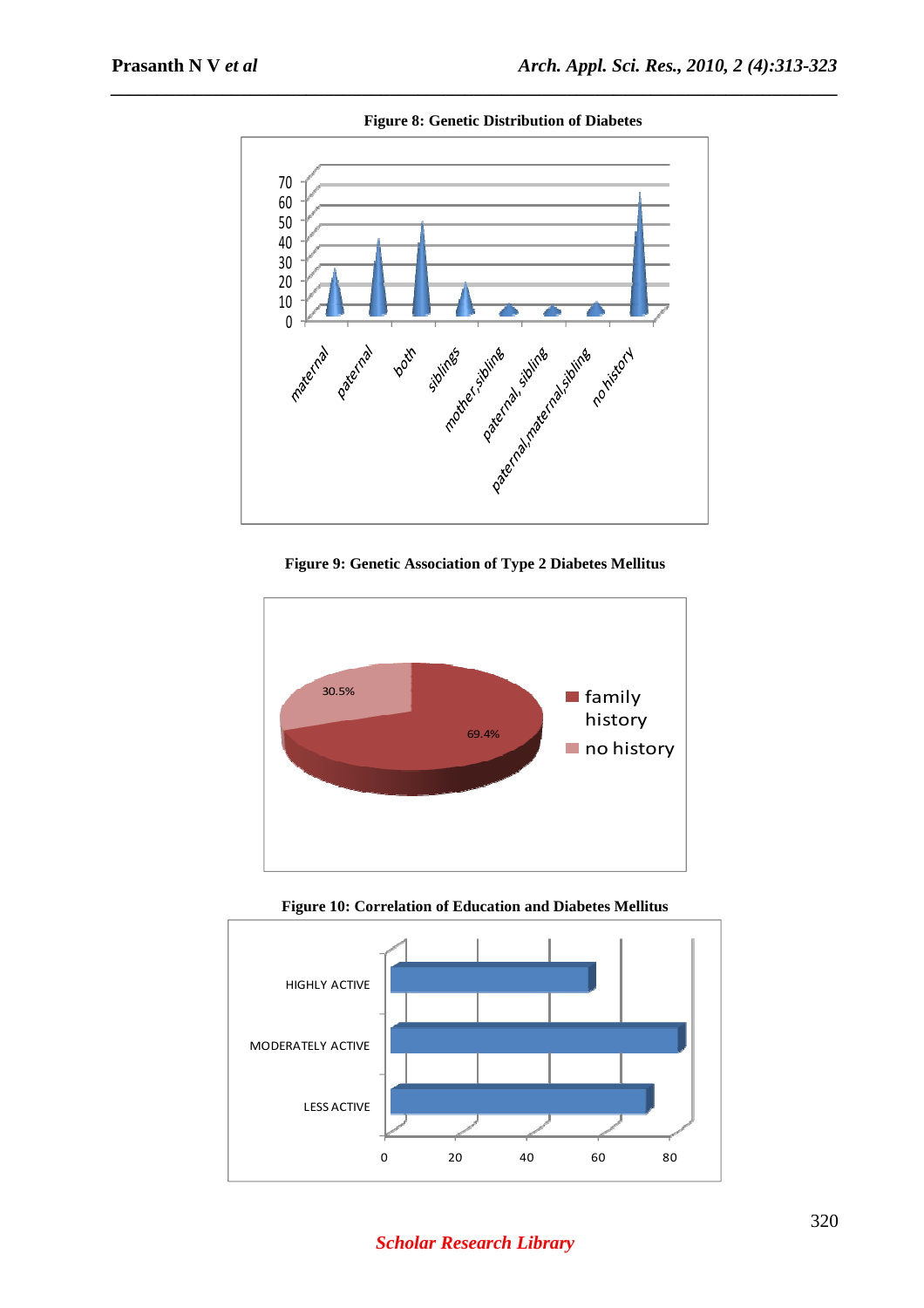**Figure 8: Genetic Distribution of Diabetes**

**Figure 9: Genetic Association of Type 2 Diabetes Mellitus**

**Figure 10: Correlation of Education and Diabetes Mellitus**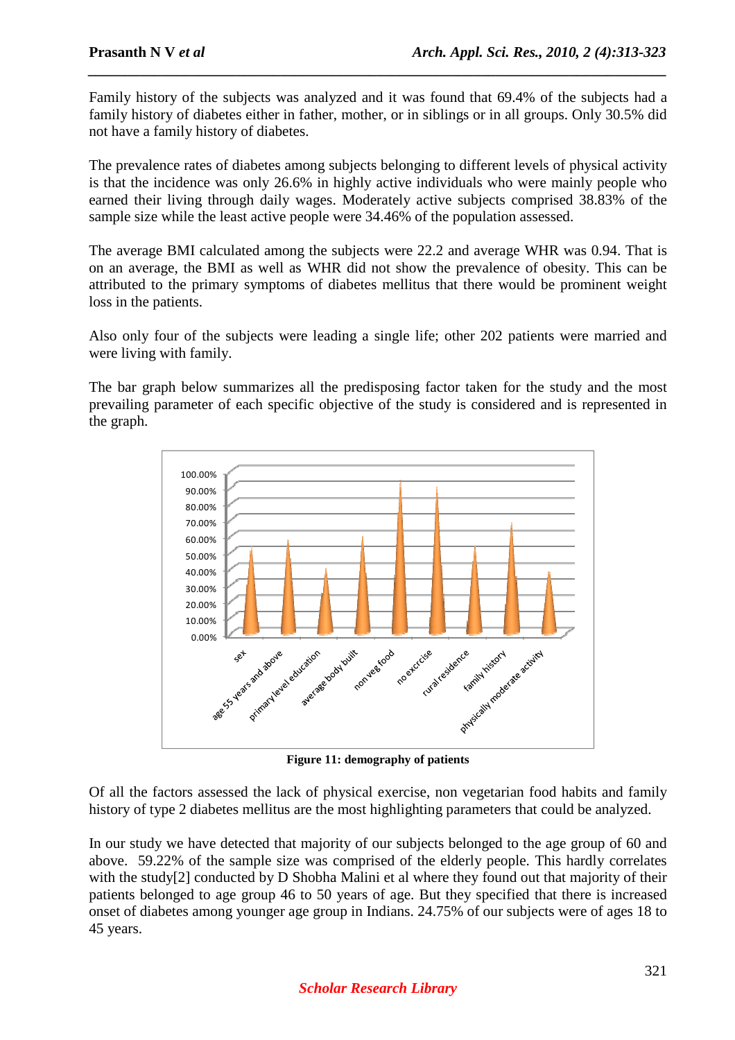Family history of the subjects was analyzed and it was found that 69.4% of the subjects had a family history of diabetes either in father, mother, or in siblings or in all groups. Only 30.5% did not have a family history of diabetes.

The prevalence rates of diabetes among subjects belonging to different levels of physical activity is that the incidence was only 26.6% in highly active individuals who were mainly people who earned their living through daily wages. Moderately active subjects comprised 38.83% of the sample size while the least active people were 34.46% of the population assessed.

The average BMI calculated among the subjects were 22.2 and average WHR was 0.94. That is on an average, the BMI as well as WHR did not show the prevalence of obesity. This can be attributed to the primary symptoms of diabetes mellitus that there would be prominent weight loss in the patients.

Also only four of the subjects were leading a single life; other 202 patients were married and were living with family.

The bar graph below summarizes all the predisposing factor taken for the study and the most prevailing parameter of each specific objective of the study is considered and is represented in the graph.

**Figure 11: demography of patients**

Of all the factors assessed the lack of physical exercise, non vegetarian food habits and family history of type 2 diabetes mellitus are the most highlighting parameters that could be analyzed.

In our study we have detected that majority of our subjects belonged to the age group of 60 and above. 59.22% of the sample size was comprised of the elderly people. This hardly correlates with the study[2] conducted by D Shobha Malini et al where they found out that majority of their patients belonged to age group 46 to 50 years of age. But they specified that there is increased onset of diabetes among younger age group in Indians. 24.75% of our subjects were of ages 18 to 45 years.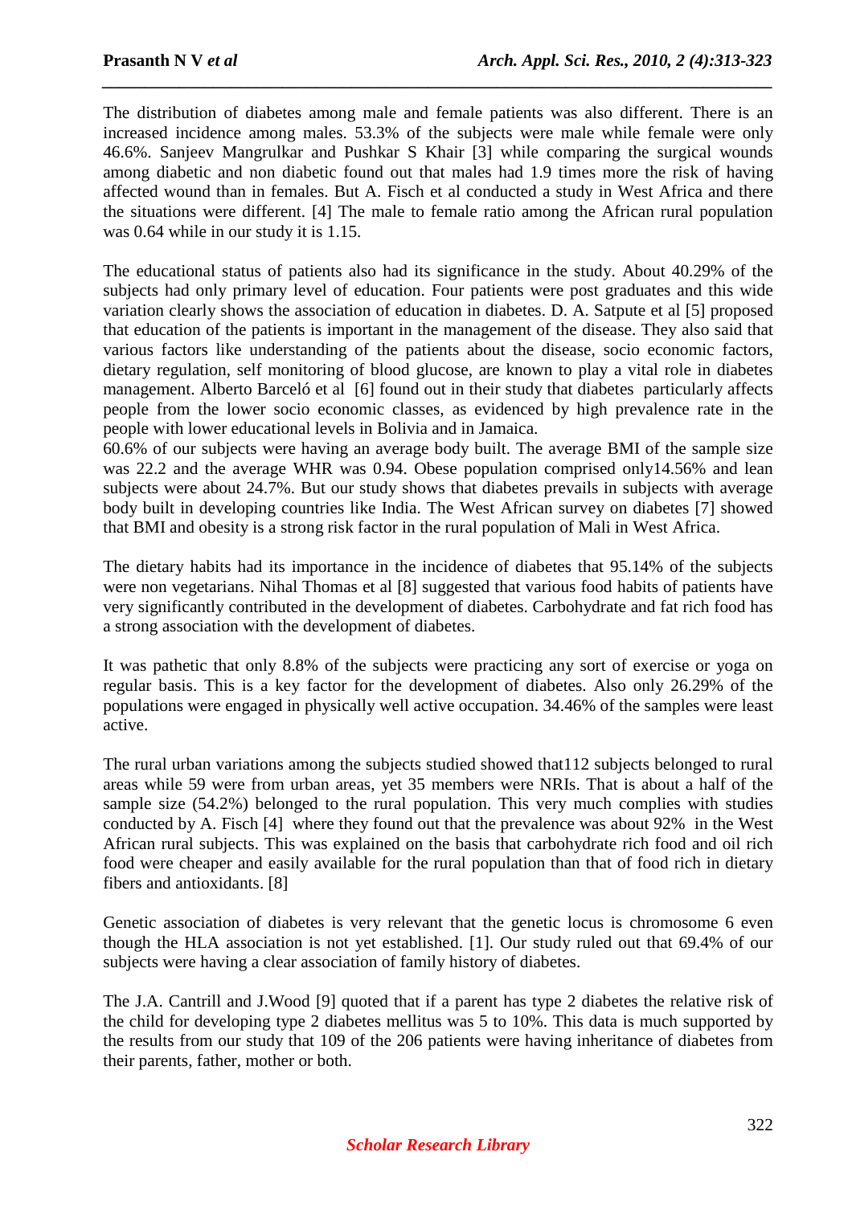The distribution of diabetes among male and female patients was also different. There is an increased incidence among males. 53.3% of the subjects were male while female were only 46.6%. Sanjeev Mangrulkar and Pushkar S Khair [3] while comparing the surgical wounds among diabetic and non diabetic found out that males had 1.9 times more the risk of having affected wound than in females. But A. Fisch et al conducted a study in West Africa and there the situations were different. [4] The male to female ratio among the African rural population was 0.64 while in our study it is 1.15.

The educational status of patients also had its significance in the study. About 40.29% of the subjects had only primary level of education. Four patients were post graduates and this wide variation clearly shows the association of education in diabetes. D. A. Satpute et al [5] proposed that education of the patients is important in the management of the disease. They also said that various factors like understanding of the patients about the disease, socio economic factors, dietary regulation, self monitoring of blood glucose, are known to play a vital role in diabetes management. Alberto Barceló et al [6] found out in their study that diabetes particularly affects people from the lower socio economic classes, as evidenced by high prevalence rate in the people with lower educational levels in Bolivia and in Jamaica.

60.6% of our subjects were having an average body built. The average BMI of the sample size was 22.2 and the average WHR was 0.94. Obese population comprised only14.56% and lean subjects were about 24.7%. But our study shows that diabetes prevails in subjects with average body built in developing countries like India. The West African survey on diabetes [7] showed that BMI and obesity is a strong risk factor in the rural population of Mali in West Africa.

The dietary habits had its importance in the incidence of diabetes that 95.14% of the subjects were non vegetarians. Nihal Thomas et al [8] suggested that various food habits of patients have very significantly contributed in the development of diabetes. Carbohydrate and fat rich food has a strong association with the development of diabetes.

It was pathetic that only 8.8% of the subjects were practicing any sort of exercise or yoga on regular basis. This is a key factor for the development of diabetes. Also only 26.29% of the populations were engaged in physically well active occupation. 34.46% of the samples were least active.

The rural urban variations among the subjects studied showed that112 subjects belonged to rural areas while 59 were from urban areas, yet 35 members were NRIs. That is about a half of the sample size (54.2%) belonged to the rural population. This very much complies with studies conducted by A. Fisch [4] where they found out that the prevalence was about 92% in the West African rural subjects. This was explained on the basis that carbohydrate rich food and oil rich food were cheaper and easily available for the rural population than that of food rich in dietary fibers and antioxidants. [8]

Genetic association of diabetes is very relevant that the genetic locus is chromosome 6 even though the HLA association is not yet established. [1]. Our study ruled out that 69.4% of our subjects were having a clear association of family history of diabetes.

The J.A. Cantrill and J.Wood [9] quoted that if a parent has type 2 diabetes the relative risk of the child for developing type 2 diabetes mellitus was 5 to 10%. This data is much supported by the results from our study that 109 of the 206 patients were having inheritance of diabetes from their parents, father, mother or both.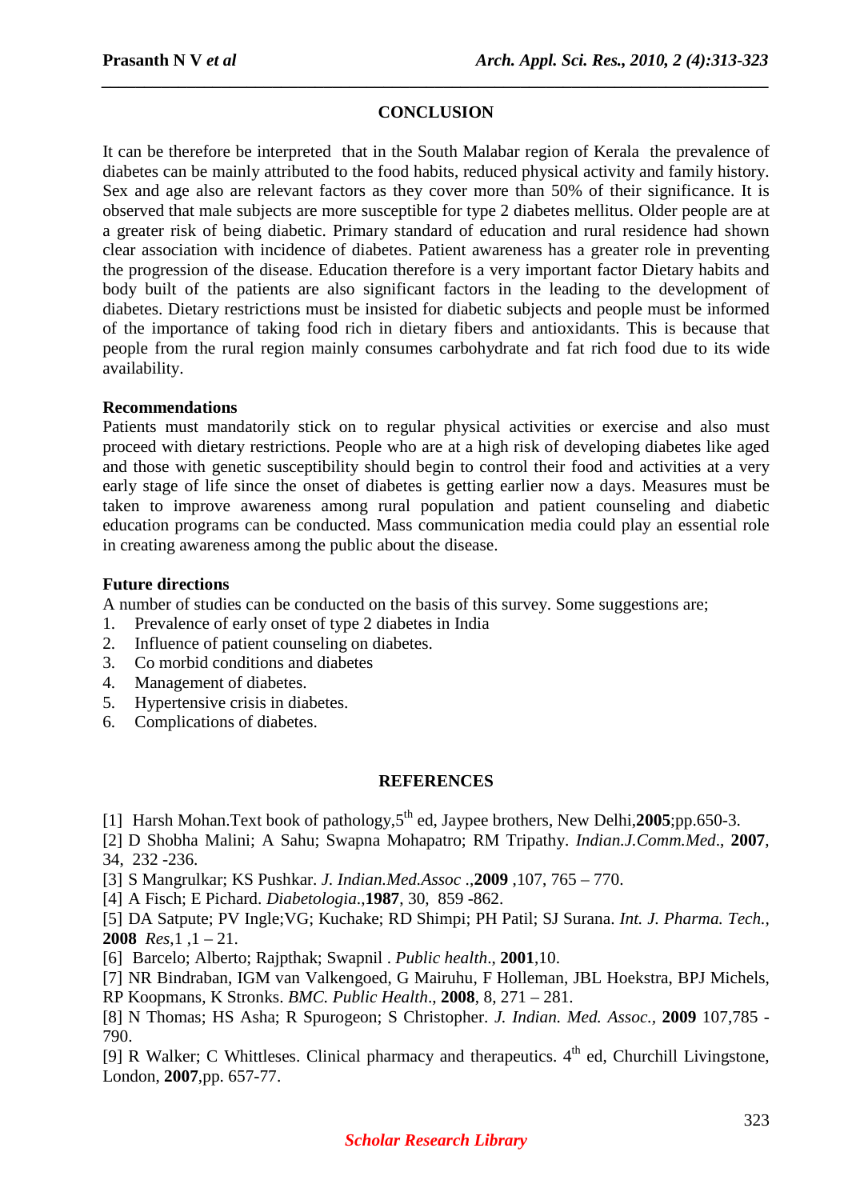## CONCLUSION

It can be therefore be interpreted that in the South Malabar region of Kerala the prevalence of diabetes can be mainly attributed to the food habits, reduced physical activity and family history. Sex and age also are relevant factors as they cover more than 50% of their significance. It is observed that male subjects are more susceptible for type 2 diabetes mellitus. Older people are at a greater risk of being diabetic. Primary standard of education and rural residence had shown clear association with incidence of diabetes. Patient awareness has a greater role in preventing the progression of the disease. Education therefore is a very important factor Dietary habits and body built of the patients are also significant factors in the leading to the development of diabetes. Dietary restrictions must be insisted for diabetic subjects and people must be informed of the importance of taking food rich in dietary fibers and antioxidants. This is because that people from the rural region mainly consumes carbohydrate and fat rich food due to its wide availability.

**Recommendations**

Patients must mandatorily stick on to regular physical activities or exercise and also must proceed with dietary restrictions. People who are at a high risk of developing diabetes like aged and those with genetic susceptibility should begin to control their food and activities at a very early stage of life since the onset of diabetes is getting earlier now a days. Measures must be taken to improve awareness among rural population and patient counseling and diabetic education programs can be conducted. Mass communication media could play an essential role in creating awareness among the public about the disease.

**Future directions**

A number of studies can be conducted on the basis of this survey. Some suggestions are;

1. Prevalence of early onset of type 2 diabetes in India
2. Influence of patient counseling on diabetes.
3. Co morbid conditions and diabetes
4. Management of diabetes.
5. Hypertensive crisis in diabetes.
6. Complications of diabetes.

## REFERENCES

[1] Harsh Mohan.Text book of pathology,5th ed, Jaypee brothers, New Delhi,**2005**;pp.650-3.

[2] D Shobha Malini; A Sahu; Swapna Mohapatro; RM Tripathy. *Indian.J.Comm.Med*., **2007**, 34, 232 -236.

[3] S Mangrulkar; KS Pushkar. *J. Indian.Med.Assoc* .,**2009** ,107, 765 – 770.

[4] A Fisch; E Pichard. *Diabetologia*.,**1987**, 30, 859 -862.

[5] DA Satpute; PV Ingle;VG; Kuchake; RD Shimpi; PH Patil; SJ Surana. *Int. J. Pharma. Tech.,* **2008** *Res*,1 ,1 – 21.

[6] Barcelo; Alberto; Rajpthak; Swapnil . *Public health*., **2001**,10.

[7] NR Bindraban, IGM van Valkengoed, G Mairuhu, F Holleman, JBL Hoekstra, BPJ Michels, RP Koopmans, K Stronks. *BMC. Public Health*., **2008**, 8, 271 – 281.

[8] N Thomas; HS Asha; R Spurogeon; S Christopher. *J. Indian. Med. Assoc.,* **2009** 107,785 - 790.

[9] R Walker; C Whittleses. Clinical pharmacy and therapeutics. 4th ed, Churchill Livingstone, London, **2007**,pp. 657-77.